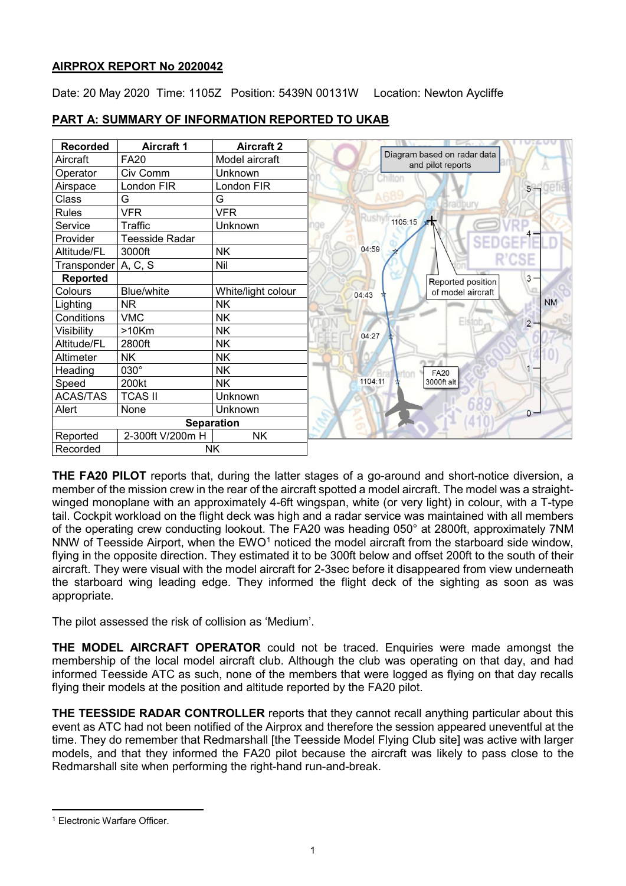## AIRPROX REPORT No 2020042

Date: 20 May 2020 Time: 1105Z Position: 5439N 00131W Location: Newton Aycliffe

## PART A: SUMMARY OF INFORMATION REPORTED TO UKAB

| Recorded | Aircraft 1 | Aircraft 2 |
|---|---|---|
| Aircraft | FA20 | Model aircraft |
| Operator | Civ Comm | Unknown |
| Airspace | London FIR | London FIR |
| Class | G | G |
| Rules | VFR | VFR |
| Service | Traffic | Unknown |
| Provider | Teesside Radar | |
| Altitude/FL | 3000ft | NK |
| Transponder | A, C, S | Nil |
| **Reported** | | |
| Colours | Blue/white | White/light colour |
| Lighting | NR | NK |
| Conditions | VMC | NK |
| Visibility | >10Km | NK |
| Altitude/FL | 2800ft | NK |
| Altimeter | NK | NK |
| Heading | 030° | NK |
| Speed | 200kt | NK |
| ACAS/TAS | TCAS II | Unknown |
| Alert | None | Unknown |
| **Separation** | | |
| Reported | 2-300ft V/200m H | NK |
| Recorded | NK | |

Diagram based on radar data and pilot reports

**THE FA20 PILOT** reports that, during the latter stages of a go-around and short-notice diversion, a member of the mission crew in the rear of the aircraft spotted a model aircraft. The model was a straight-winged monoplane with an approximately 4-6ft wingspan, white (or very light) in colour, with a T-type tail. Cockpit workload on the flight deck was high and a radar service was maintained with all members of the operating crew conducting lookout. The FA20 was heading 050° at 2800ft, approximately 7NM NNW of Teesside Airport, when the EWO[1] noticed the model aircraft from the starboard side window, flying in the opposite direction. They estimated it to be 300ft below and offset 200ft to the south of their aircraft. They were visual with the model aircraft for 2-3sec before it disappeared from view underneath the starboard wing leading edge. They informed the flight deck of the sighting as soon as was appropriate.

The pilot assessed the risk of collision as 'Medium'.

**THE MODEL AIRCRAFT OPERATOR** could not be traced. Enquiries were made amongst the membership of the local model aircraft club. Although the club was operating on that day, and had informed Teesside ATC as such, none of the members that were logged as flying on that day recalls flying their models at the position and altitude reported by the FA20 pilot.

**THE TEESSIDE RADAR CONTROLLER** reports that they cannot recall anything particular about this event as ATC had not been notified of the Airprox and therefore the session appeared uneventful at the time. They do remember that Redmarshall [the Teesside Model Flying Club site] was active with larger models, and that they informed the FA20 pilot because the aircraft was likely to pass close to the Redmarshall site when performing the right-hand run-and-break.

[1] Electronic Warfare Officer.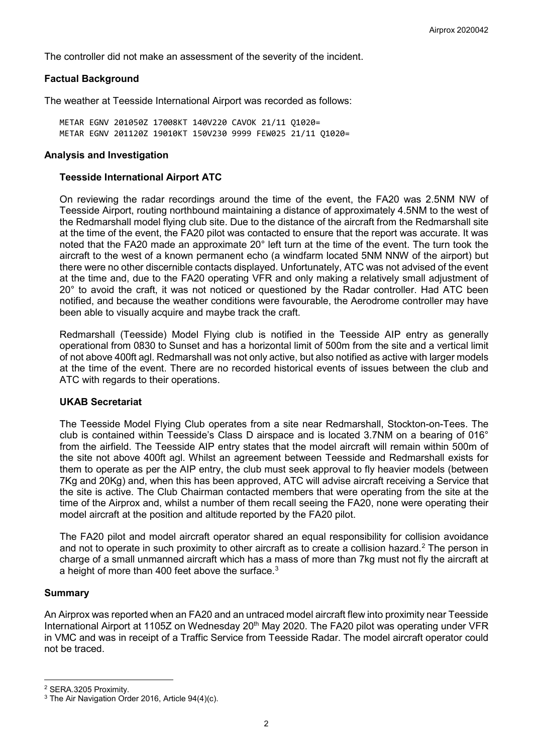The controller did not make an assessment of the severity of the incident.

## Factual Background

The weather at Teesside International Airport was recorded as follows:

```
METAR EGNV 201050Z 17008KT 140V220 CAVOK 21/11 Q1020=
METAR EGNV 201120Z 19010KT 150V230 9999 FEW025 21/11 Q1020=
```

## Analysis and Investigation

### Teesside International Airport ATC

On reviewing the radar recordings around the time of the event, the FA20 was 2.5NM NW of Teesside Airport, routing northbound maintaining a distance of approximately 4.5NM to the west of the Redmarshall model flying club site. Due to the distance of the aircraft from the Redmarshall site at the time of the event, the FA20 pilot was contacted to ensure that the report was accurate. It was noted that the FA20 made an approximate 20° left turn at the time of the event. The turn took the aircraft to the west of a known permanent echo (a windfarm located 5NM NNW of the airport) but there were no other discernible contacts displayed. Unfortunately, ATC was not advised of the event at the time and, due to the FA20 operating VFR and only making a relatively small adjustment of 20° to avoid the craft, it was not noticed or questioned by the Radar controller. Had ATC been notified, and because the weather conditions were favourable, the Aerodrome controller may have been able to visually acquire and maybe track the craft.

Redmarshall (Teesside) Model Flying club is notified in the Teesside AIP entry as generally operational from 0830 to Sunset and has a horizontal limit of 500m from the site and a vertical limit of not above 400ft agl. Redmarshall was not only active, but also notified as active with larger models at the time of the event. There are no recorded historical events of issues between the club and ATC with regards to their operations.

### UKAB Secretariat

The Teesside Model Flying Club operates from a site near Redmarshall, Stockton-on-Tees. The club is contained within Teesside's Class D airspace and is located 3.7NM on a bearing of 016° from the airfield. The Teesside AIP entry states that the model aircraft will remain within 500m of the site not above 400ft agl. Whilst an agreement between Teesside and Redmarshall exists for them to operate as per the AIP entry, the club must seek approval to fly heavier models (between 7Kg and 20Kg) and, when this has been approved, ATC will advise aircraft receiving a Service that the site is active. The Club Chairman contacted members that were operating from the site at the time of the Airprox and, whilst a number of them recall seeing the FA20, none were operating their model aircraft at the position and altitude reported by the FA20 pilot.

The FA20 pilot and model aircraft operator shared an equal responsibility for collision avoidance and not to operate in such proximity to other aircraft as to create a collision hazard.[2] The person in charge of a small unmanned aircraft which has a mass of more than 7kg must not fly the aircraft at a height of more than 400 feet above the surface.[3]

## Summary

An Airprox was reported when an FA20 and an untraced model aircraft flew into proximity near Teesside International Airport at 1105Z on Wednesday 20th May 2020. The FA20 pilot was operating under VFR in VMC and was in receipt of a Traffic Service from Teesside Radar. The model aircraft operator could not be traced.

---

[2] SERA.3205 Proximity.

[3] The Air Navigation Order 2016, Article 94(4)(c).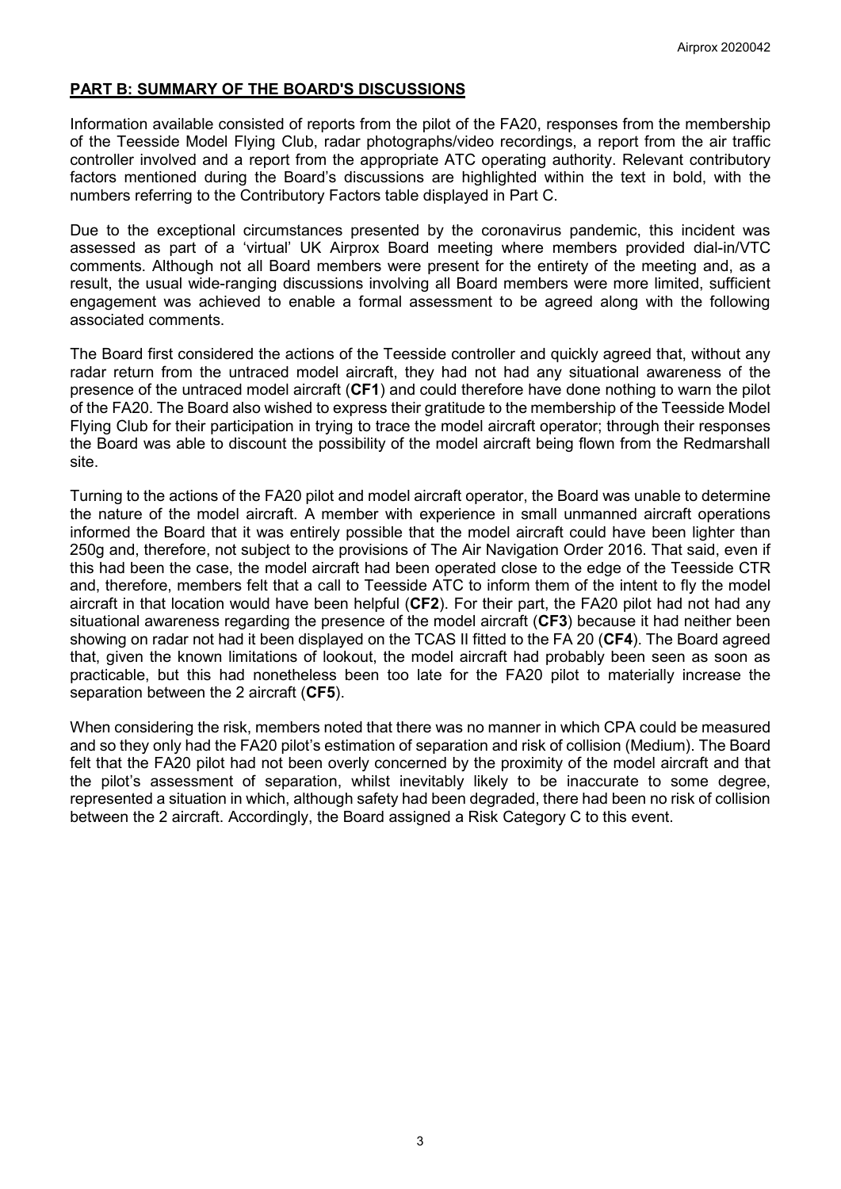## PART B: SUMMARY OF THE BOARD'S DISCUSSIONS

Information available consisted of reports from the pilot of the FA20, responses from the membership of the Teesside Model Flying Club, radar photographs/video recordings, a report from the air traffic controller involved and a report from the appropriate ATC operating authority. Relevant contributory factors mentioned during the Board's discussions are highlighted within the text in bold, with the numbers referring to the Contributory Factors table displayed in Part C.

Due to the exceptional circumstances presented by the coronavirus pandemic, this incident was assessed as part of a 'virtual' UK Airprox Board meeting where members provided dial-in/VTC comments. Although not all Board members were present for the entirety of the meeting and, as a result, the usual wide-ranging discussions involving all Board members were more limited, sufficient engagement was achieved to enable a formal assessment to be agreed along with the following associated comments.

The Board first considered the actions of the Teesside controller and quickly agreed that, without any radar return from the untraced model aircraft, they had not had any situational awareness of the presence of the untraced model aircraft (**CF1**) and could therefore have done nothing to warn the pilot of the FA20. The Board also wished to express their gratitude to the membership of the Teesside Model Flying Club for their participation in trying to trace the model aircraft operator; through their responses the Board was able to discount the possibility of the model aircraft being flown from the Redmarshall site.

Turning to the actions of the FA20 pilot and model aircraft operator, the Board was unable to determine the nature of the model aircraft. A member with experience in small unmanned aircraft operations informed the Board that it was entirely possible that the model aircraft could have been lighter than 250g and, therefore, not subject to the provisions of The Air Navigation Order 2016. That said, even if this had been the case, the model aircraft had been operated close to the edge of the Teesside CTR and, therefore, members felt that a call to Teesside ATC to inform them of the intent to fly the model aircraft in that location would have been helpful (**CF2**). For their part, the FA20 pilot had not had any situational awareness regarding the presence of the model aircraft (**CF3**) because it had neither been showing on radar not had it been displayed on the TCAS II fitted to the FA 20 (**CF4**). The Board agreed that, given the known limitations of lookout, the model aircraft had probably been seen as soon as practicable, but this had nonetheless been too late for the FA20 pilot to materially increase the separation between the 2 aircraft (**CF5**).

When considering the risk, members noted that there was no manner in which CPA could be measured and so they only had the FA20 pilot's estimation of separation and risk of collision (Medium). The Board felt that the FA20 pilot had not been overly concerned by the proximity of the model aircraft and that the pilot's assessment of separation, whilst inevitably likely to be inaccurate to some degree, represented a situation in which, although safety had been degraded, there had been no risk of collision between the 2 aircraft. Accordingly, the Board assigned a Risk Category C to this event.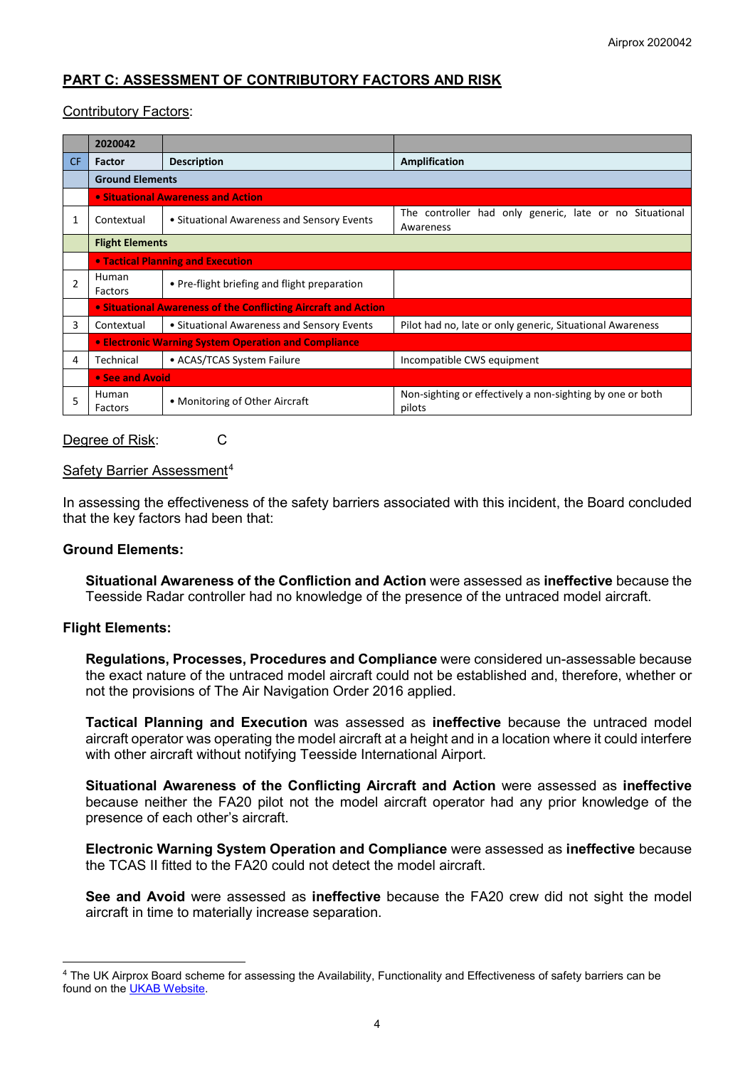## PART C: ASSESSMENT OF CONTRIBUTORY FACTORS AND RISK

Contributory Factors:

| | 2020042 | | |
|---|---|---|---|
| CF | Factor | Description | Amplification |
| | **Ground Elements** | | |
| | • Situational Awareness and Action | | |
| 1 | Contextual | • Situational Awareness and Sensory Events | The controller had only generic, late or no Situational Awareness |
| | **Flight Elements** | | |
| | • Tactical Planning and Execution | | |
| 2 | Human Factors | • Pre-flight briefing and flight preparation | |
| | • Situational Awareness of the Conflicting Aircraft and Action | | |
| 3 | Contextual | • Situational Awareness and Sensory Events | Pilot had no, late or only generic, Situational Awareness |
| | • Electronic Warning System Operation and Compliance | | |
| 4 | Technical | • ACAS/TCAS System Failure | Incompatible CWS equipment |
| | • See and Avoid | | |
| 5 | Human Factors | • Monitoring of Other Aircraft | Non-sighting or effectively a non-sighting by one or both pilots |

Degree of Risk: C

Safety Barrier Assessment[4]

In assessing the effectiveness of the safety barriers associated with this incident, the Board concluded that the key factors had been that:

**Ground Elements:**

**Situational Awareness of the Confliction and Action** were assessed as **ineffective** because the Teesside Radar controller had no knowledge of the presence of the untraced model aircraft.

**Flight Elements:**

**Regulations, Processes, Procedures and Compliance** were considered un-assessable because the exact nature of the untraced model aircraft could not be established and, therefore, whether or not the provisions of The Air Navigation Order 2016 applied.

**Tactical Planning and Execution** was assessed as **ineffective** because the untraced model aircraft operator was operating the model aircraft at a height and in a location where it could interfere with other aircraft without notifying Teesside International Airport.

**Situational Awareness of the Conflicting Aircraft and Action** were assessed as **ineffective** because neither the FA20 pilot not the model aircraft operator had any prior knowledge of the presence of each other's aircraft.

**Electronic Warning System Operation and Compliance** were assessed as **ineffective** because the TCAS II fitted to the FA20 could not detect the model aircraft.

**See and Avoid** were assessed as **ineffective** because the FA20 crew did not sight the model aircraft in time to materially increase separation.

[4] The UK Airprox Board scheme for assessing the Availability, Functionality and Effectiveness of safety barriers can be found on the UKAB Website.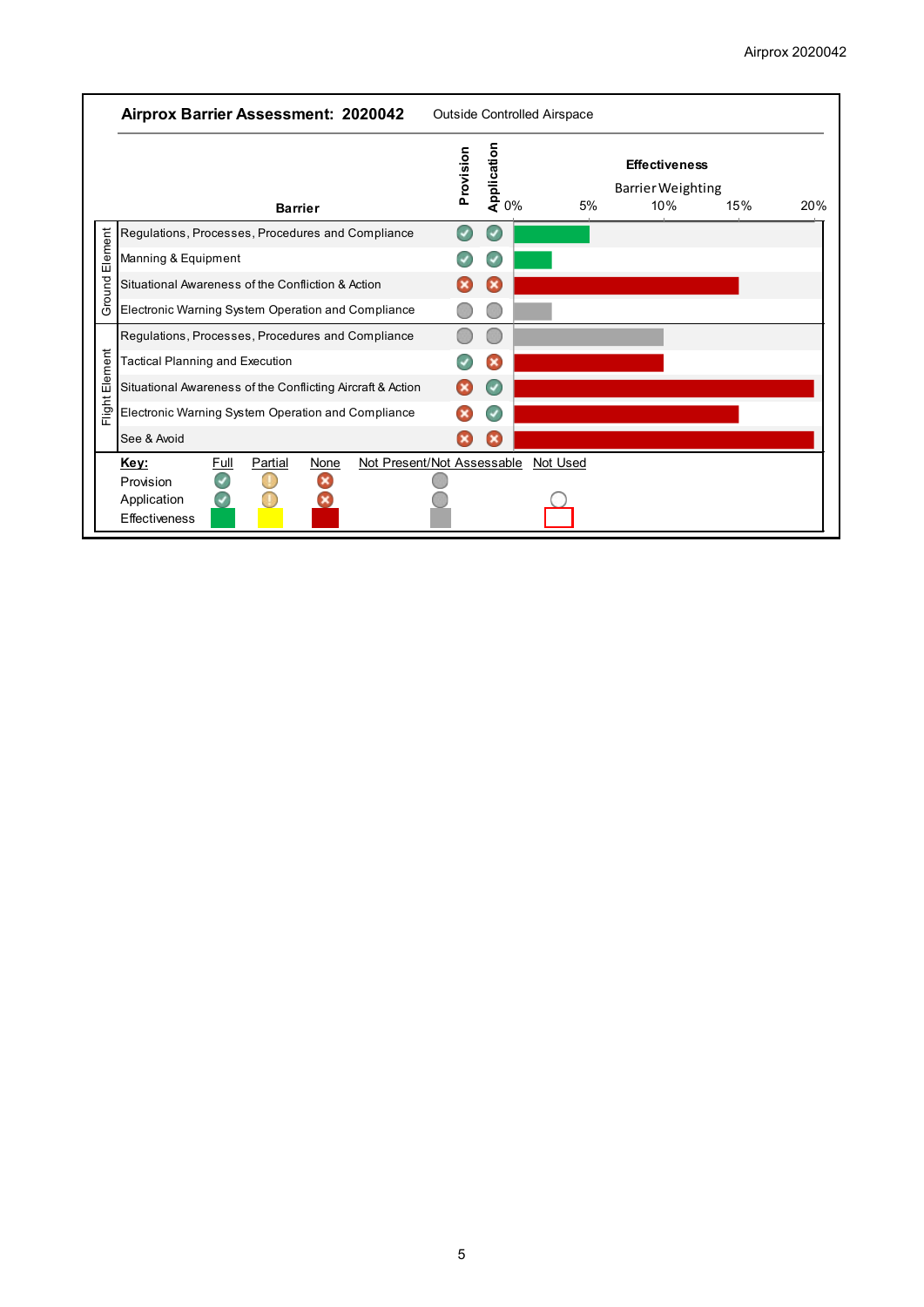**Airprox Barrier Assessment: 2020042** Outside Controlled Airspace

| | Barrier | Provision | Application |
|---|---|---|---|
| Ground Element | Regulations, Processes, Procedures and Compliance | Full | Full |
| | Manning & Equipment | Full | Full |
| | Situational Awareness of the Confliction & Action | None | None |
| | Electronic Warning System Operation and Compliance | Not Present/Not Assessable | Not Present/Not Assessable |
| Flight Element | Regulations, Processes, Procedures and Compliance | Not Present/Not Assessable | Not Present/Not Assessable |
| | Tactical Planning and Execution | Full | None |
| | Situational Awareness of the Conflicting Aircraft & Action | None | Full |
| | Electronic Warning System Operation and Compliance | None | Full |
| | See & Avoid | None | None |

Effectiveness

Barrier Weighting

0%
5%
10%
15%
20%

**Key:** Full, Partial, None, Not Present/Not Assessable, Not Used

Provision

Application

Effectiveness